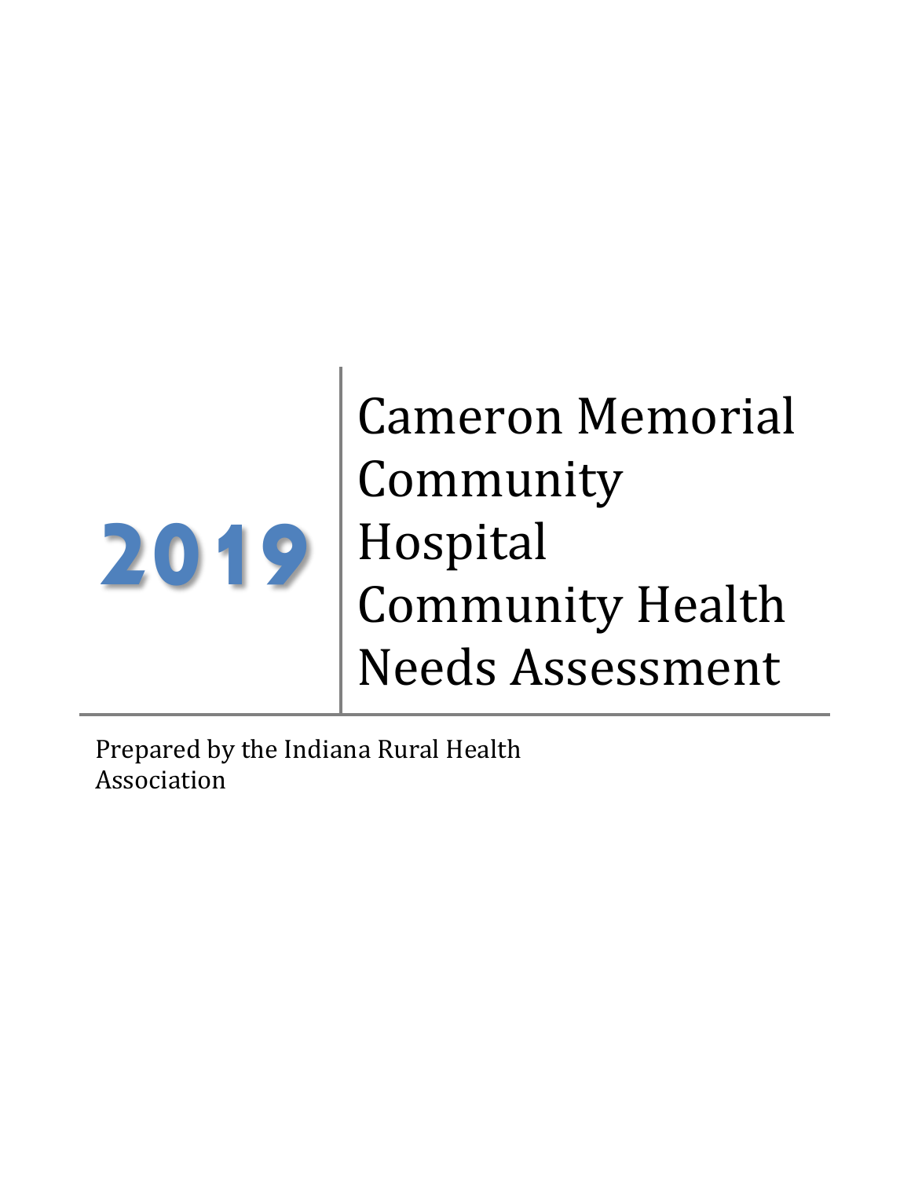# 2019

# Cameron Memorial Community Hospital Community Health Needs Assessment

Prepared by the Indiana Rural Health Association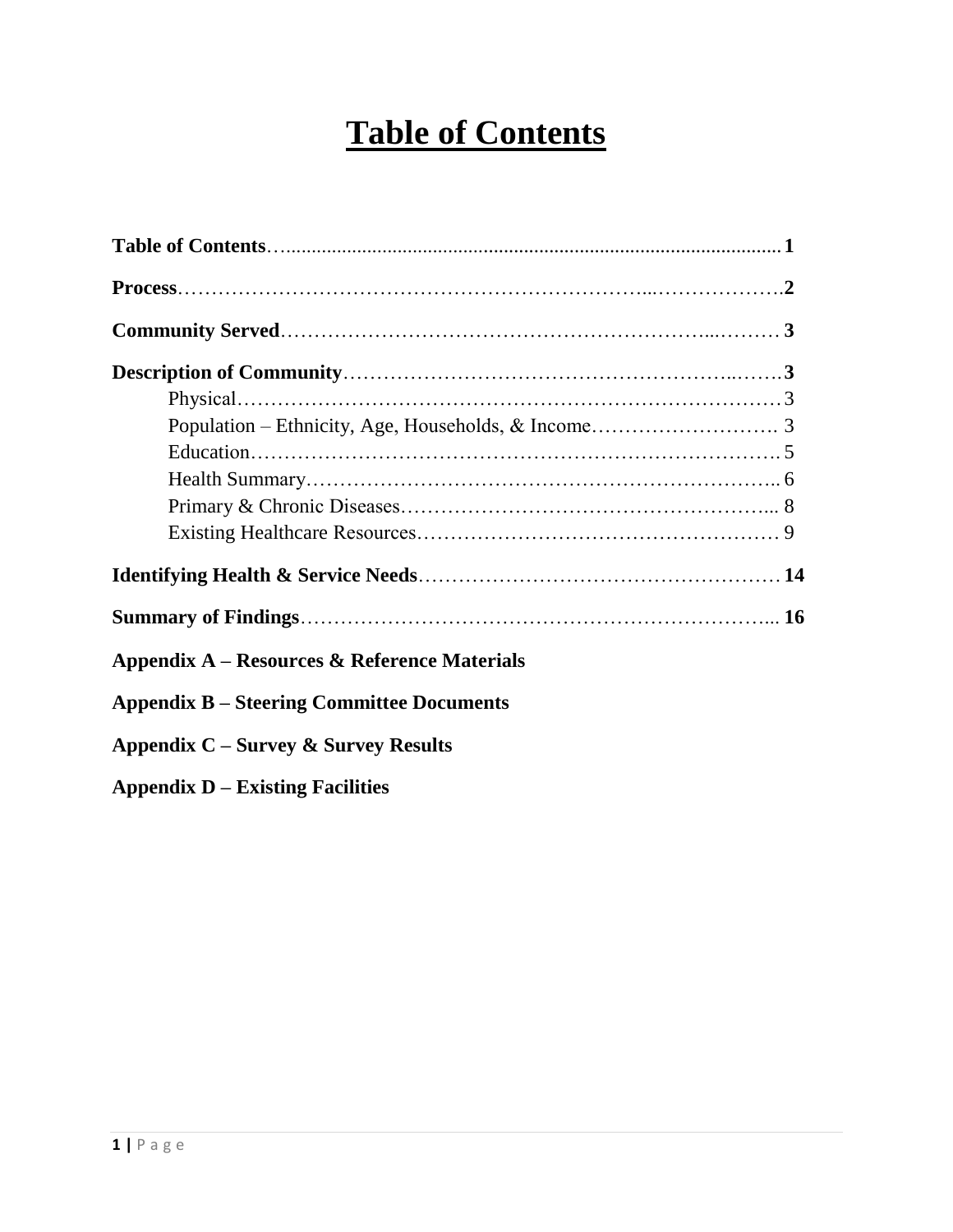# Table of Contents

**Table of Contents**......................................................................................................**1**

**Process**…………………………………………………………..……………….**2**

**Community Served**……………………………………………………...……… **3**

**Description of Community**……………………………………………..…….**3**

- Physical………………………………………………………………………3
- Population – Ethnicity, Age, Households, & Income………………………. 3
- Education…………………………………………………………………. 5
- Health Summary……………………………………………………….. 6
- Primary & Chronic Diseases………………………………………….... 8
- Existing Healthcare Resources……………………………………………… 9

**Identifying Health & Service Needs**……………………………………………… **14**

**Summary of Findings**…………………………………………………………... **16**

**Appendix A – Resources & Reference Materials**

**Appendix B – Steering Committee Documents**

**Appendix C – Survey & Survey Results**

**Appendix D – Existing Facilities**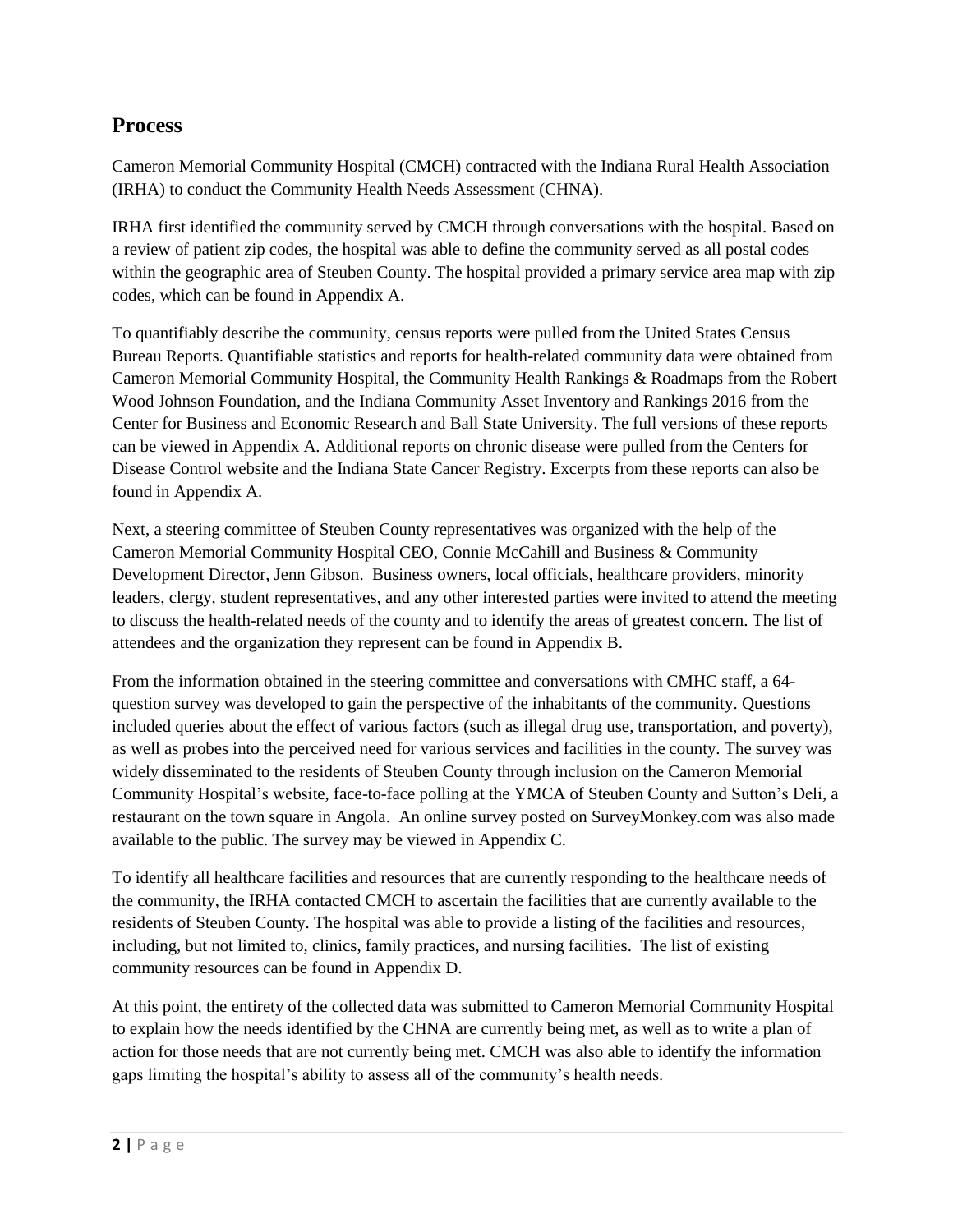## Process

Cameron Memorial Community Hospital (CMCH) contracted with the Indiana Rural Health Association (IRHA) to conduct the Community Health Needs Assessment (CHNA).

IRHA first identified the community served by CMCH through conversations with the hospital. Based on a review of patient zip codes, the hospital was able to define the community served as all postal codes within the geographic area of Steuben County. The hospital provided a primary service area map with zip codes, which can be found in Appendix A.

To quantifiably describe the community, census reports were pulled from the United States Census Bureau Reports. Quantifiable statistics and reports for health-related community data were obtained from Cameron Memorial Community Hospital, the Community Health Rankings & Roadmaps from the Robert Wood Johnson Foundation, and the Indiana Community Asset Inventory and Rankings 2016 from the Center for Business and Economic Research and Ball State University. The full versions of these reports can be viewed in Appendix A. Additional reports on chronic disease were pulled from the Centers for Disease Control website and the Indiana State Cancer Registry. Excerpts from these reports can also be found in Appendix A.

Next, a steering committee of Steuben County representatives was organized with the help of the Cameron Memorial Community Hospital CEO, Connie McCahill and Business & Community Development Director, Jenn Gibson. Business owners, local officials, healthcare providers, minority leaders, clergy, student representatives, and any other interested parties were invited to attend the meeting to discuss the health-related needs of the county and to identify the areas of greatest concern. The list of attendees and the organization they represent can be found in Appendix B.

From the information obtained in the steering committee and conversations with CMHC staff, a 64-question survey was developed to gain the perspective of the inhabitants of the community. Questions included queries about the effect of various factors (such as illegal drug use, transportation, and poverty), as well as probes into the perceived need for various services and facilities in the county. The survey was widely disseminated to the residents of Steuben County through inclusion on the Cameron Memorial Community Hospital's website, face-to-face polling at the YMCA of Steuben County and Sutton's Deli, a restaurant on the town square in Angola. An online survey posted on SurveyMonkey.com was also made available to the public. The survey may be viewed in Appendix C.

To identify all healthcare facilities and resources that are currently responding to the healthcare needs of the community, the IRHA contacted CMCH to ascertain the facilities that are currently available to the residents of Steuben County. The hospital was able to provide a listing of the facilities and resources, including, but not limited to, clinics, family practices, and nursing facilities. The list of existing community resources can be found in Appendix D.

At this point, the entirety of the collected data was submitted to Cameron Memorial Community Hospital to explain how the needs identified by the CHNA are currently being met, as well as to write a plan of action for those needs that are not currently being met. CMCH was also able to identify the information gaps limiting the hospital's ability to assess all of the community's health needs.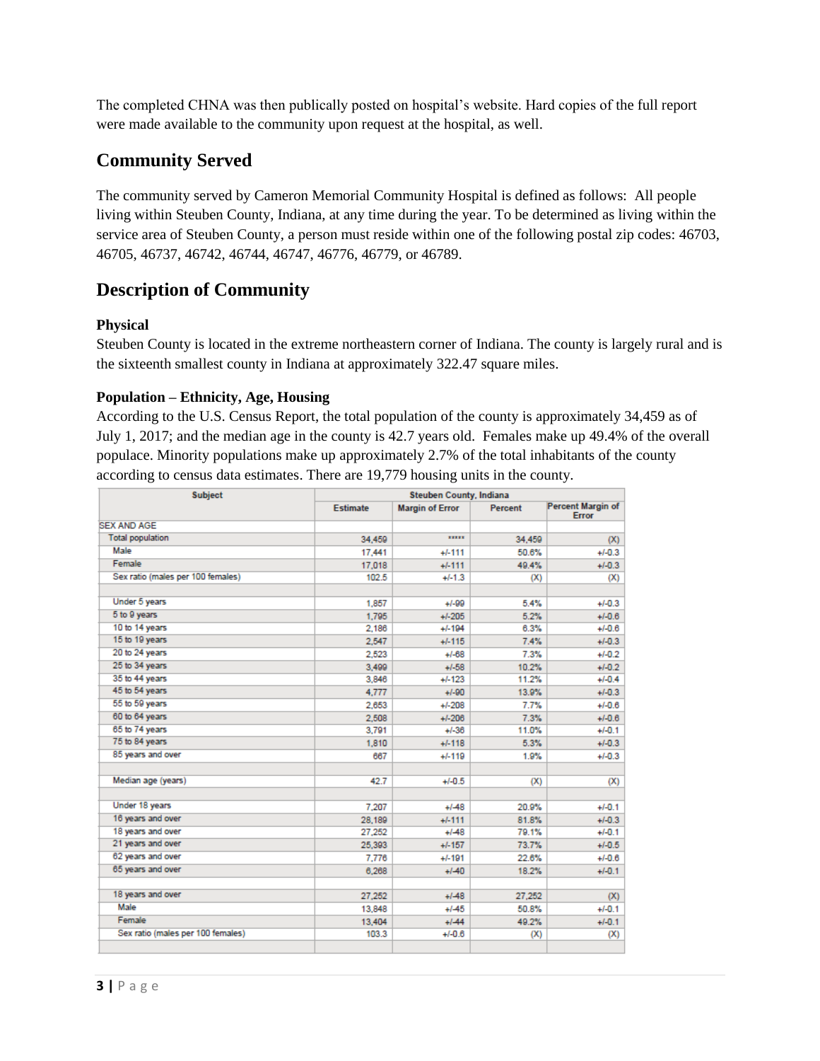The completed CHNA was then publically posted on hospital's website. Hard copies of the full report were made available to the community upon request at the hospital, as well.

## Community Served

The community served by Cameron Memorial Community Hospital is defined as follows: All people living within Steuben County, Indiana, at any time during the year. To be determined as living within the service area of Steuben County, a person must reside within one of the following postal zip codes: 46703, 46705, 46737, 46742, 46744, 46747, 46776, 46779, or 46789.

## Description of Community

### Physical

Steuben County is located in the extreme northeastern corner of Indiana. The county is largely rural and is the sixteenth smallest county in Indiana at approximately 322.47 square miles.

### Population – Ethnicity, Age, Housing

According to the U.S. Census Report, the total population of the county is approximately 34,459 as of July 1, 2017; and the median age in the county is 42.7 years old. Females make up 49.4% of the overall populace. Minority populations make up approximately 2.7% of the total inhabitants of the county according to census data estimates. There are 19,779 housing units in the county.

| Subject | Steuben County, Indiana | | | |
|---|---|---|---|---|
| | Estimate | Margin of Error | Percent | Percent Margin of Error |
| SEX AND AGE | | | | |
| Total population | 34,459 | ***** | 34,459 | (X) |
| Male | 17,441 | +/-111 | 50.6% | +/-0.3 |
| Female | 17,018 | +/-111 | 49.4% | +/-0.3 |
| Sex ratio (males per 100 females) | 102.5 | +/-1.3 | (X) | (X) |
| | | | | |
| Under 5 years | 1,857 | +/-99 | 5.4% | +/-0.3 |
| 5 to 9 years | 1,795 | +/-205 | 5.2% | +/-0.6 |
| 10 to 14 years | 2,186 | +/-194 | 6.3% | +/-0.6 |
| 15 to 19 years | 2,547 | +/-115 | 7.4% | +/-0.3 |
| 20 to 24 years | 2,523 | +/-68 | 7.3% | +/-0.2 |
| 25 to 34 years | 3,499 | +/-58 | 10.2% | +/-0.2 |
| 35 to 44 years | 3,846 | +/-123 | 11.2% | +/-0.4 |
| 45 to 54 years | 4,777 | +/-90 | 13.9% | +/-0.3 |
| 55 to 59 years | 2,653 | +/-208 | 7.7% | +/-0.6 |
| 60 to 64 years | 2,508 | +/-206 | 7.3% | +/-0.6 |
| 65 to 74 years | 3,791 | +/-36 | 11.0% | +/-0.1 |
| 75 to 84 years | 1,810 | +/-118 | 5.3% | +/-0.3 |
| 85 years and over | 667 | +/-119 | 1.9% | +/-0.3 |
| | | | | |
| Median age (years) | 42.7 | +/-0.5 | (X) | (X) |
| | | | | |
| Under 18 years | 7,207 | +/-48 | 20.9% | +/-0.1 |
| 16 years and over | 28,189 | +/-111 | 81.8% | +/-0.3 |
| 18 years and over | 27,252 | +/-48 | 79.1% | +/-0.1 |
| 21 years and over | 25,393 | +/-157 | 73.7% | +/-0.5 |
| 62 years and over | 7,776 | +/-191 | 22.6% | +/-0.6 |
| 65 years and over | 6,268 | +/-40 | 18.2% | +/-0.1 |
| | | | | |
| 18 years and over | 27,252 | +/-48 | 27,252 | (X) |
| Male | 13,848 | +/-45 | 50.8% | +/-0.1 |
| Female | 13,404 | +/-44 | 49.2% | +/-0.1 |
| Sex ratio (males per 100 females) | 103.3 | +/-0.6 | (X) | (X) |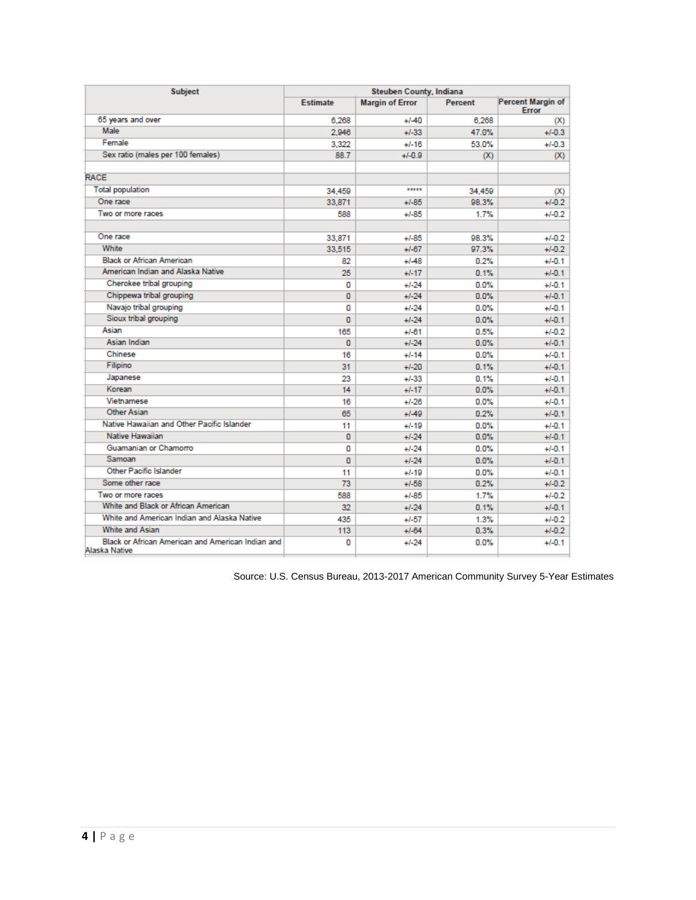| Subject | Steuben County, Indiana | | | |
|---|---|---|---|---|
| | Estimate | Margin of Error | Percent | Percent Margin of Error |
| 65 years and over | 6,268 | +/-40 | 6,268 | (X) |
| Male | 2,946 | +/-33 | 47.0% | +/-0.3 |
| Female | 3,322 | +/-16 | 53.0% | +/-0.3 |
| Sex ratio (males per 100 females) | 88.7 | +/-0.9 | (X) | (X) |
| | | | | |
| RACE | | | | |
| Total population | 34,459 | ***** | 34,459 | (X) |
| One race | 33,871 | +/-85 | 98.3% | +/-0.2 |
| Two or more races | 588 | +/-85 | 1.7% | +/-0.2 |
| | | | | |
| One race | 33,871 | +/-85 | 98.3% | +/-0.2 |
| White | 33,515 | +/-67 | 97.3% | +/-0.2 |
| Black or African American | 82 | +/-48 | 0.2% | +/-0.1 |
| American Indian and Alaska Native | 25 | +/-17 | 0.1% | +/-0.1 |
| Cherokee tribal grouping | 0 | +/-24 | 0.0% | +/-0.1 |
| Chippewa tribal grouping | 0 | +/-24 | 0.0% | +/-0.1 |
| Navajo tribal grouping | 0 | +/-24 | 0.0% | +/-0.1 |
| Sioux tribal grouping | 0 | +/-24 | 0.0% | +/-0.1 |
| Asian | 165 | +/-61 | 0.5% | +/-0.2 |
| Asian Indian | 0 | +/-24 | 0.0% | +/-0.1 |
| Chinese | 16 | +/-14 | 0.0% | +/-0.1 |
| Filipino | 31 | +/-20 | 0.1% | +/-0.1 |
| Japanese | 23 | +/-33 | 0.1% | +/-0.1 |
| Korean | 14 | +/-17 | 0.0% | +/-0.1 |
| Vietnamese | 16 | +/-26 | 0.0% | +/-0.1 |
| Other Asian | 65 | +/-49 | 0.2% | +/-0.1 |
| Native Hawaiian and Other Pacific Islander | 11 | +/-19 | 0.0% | +/-0.1 |
| Native Hawaiian | 0 | +/-24 | 0.0% | +/-0.1 |
| Guamanian or Chamorro | 0 | +/-24 | 0.0% | +/-0.1 |
| Samoan | 0 | +/-24 | 0.0% | +/-0.1 |
| Other Pacific Islander | 11 | +/-19 | 0.0% | +/-0.1 |
| Some other race | 73 | +/-58 | 0.2% | +/-0.2 |
| Two or more races | 588 | +/-85 | 1.7% | +/-0.2 |
| White and Black or African American | 32 | +/-24 | 0.1% | +/-0.1 |
| White and American Indian and Alaska Native | 435 | +/-57 | 1.3% | +/-0.2 |
| White and Asian | 113 | +/-64 | 0.3% | +/-0.2 |
| Black or African American and American Indian and Alaska Native | 0 | +/-24 | 0.0% | +/-0.1 |

Source: U.S. Census Bureau, 2013-2017 American Community Survey 5-Year Estimates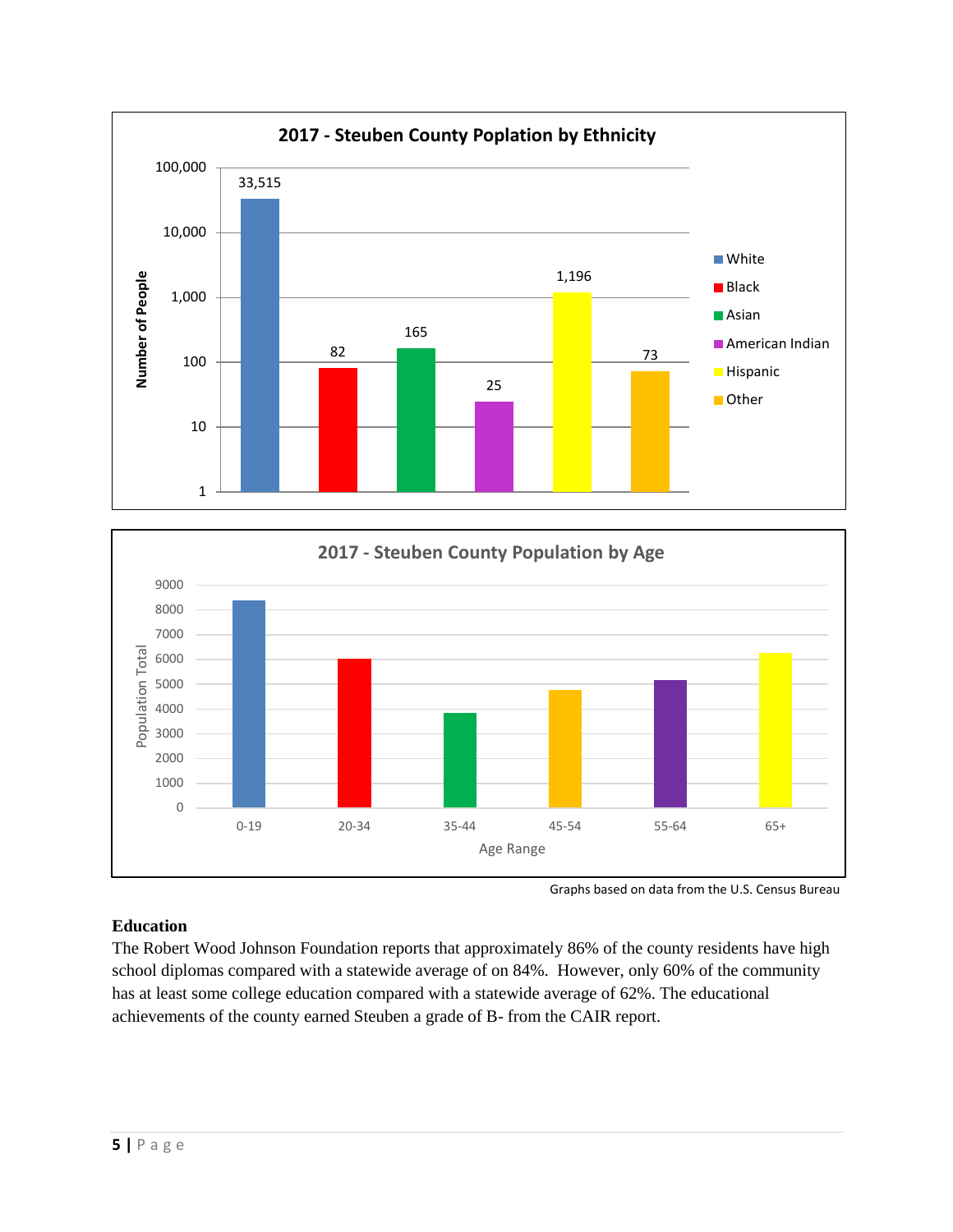**2017 - Steuben County Poplation by Ethnicity**

| Ethnicity | Number of People |
| --- | --- |
| White | 33,515 |
| Black | 82 |
| Asian | 165 |
| American Indian | 25 |
| Hispanic | 1,196 |
| Other | 73 |

**2017 - Steuben County Population by Age**

| Age Range | Population Total |
| --- | --- |
| 0-19 | ~8400 |
| 20-34 | ~6000 |
| 35-44 | ~3800 |
| 45-54 | ~4750 |
| 55-64 | ~5150 |
| 65+ | ~6250 |

Graphs based on data from the U.S. Census Bureau

**Education**

The Robert Wood Johnson Foundation reports that approximately 86% of the county residents have high school diplomas compared with a statewide average of on 84%. However, only 60% of the community has at least some college education compared with a statewide average of 62%. The educational achievements of the county earned Steuben a grade of B- from the CAIR report.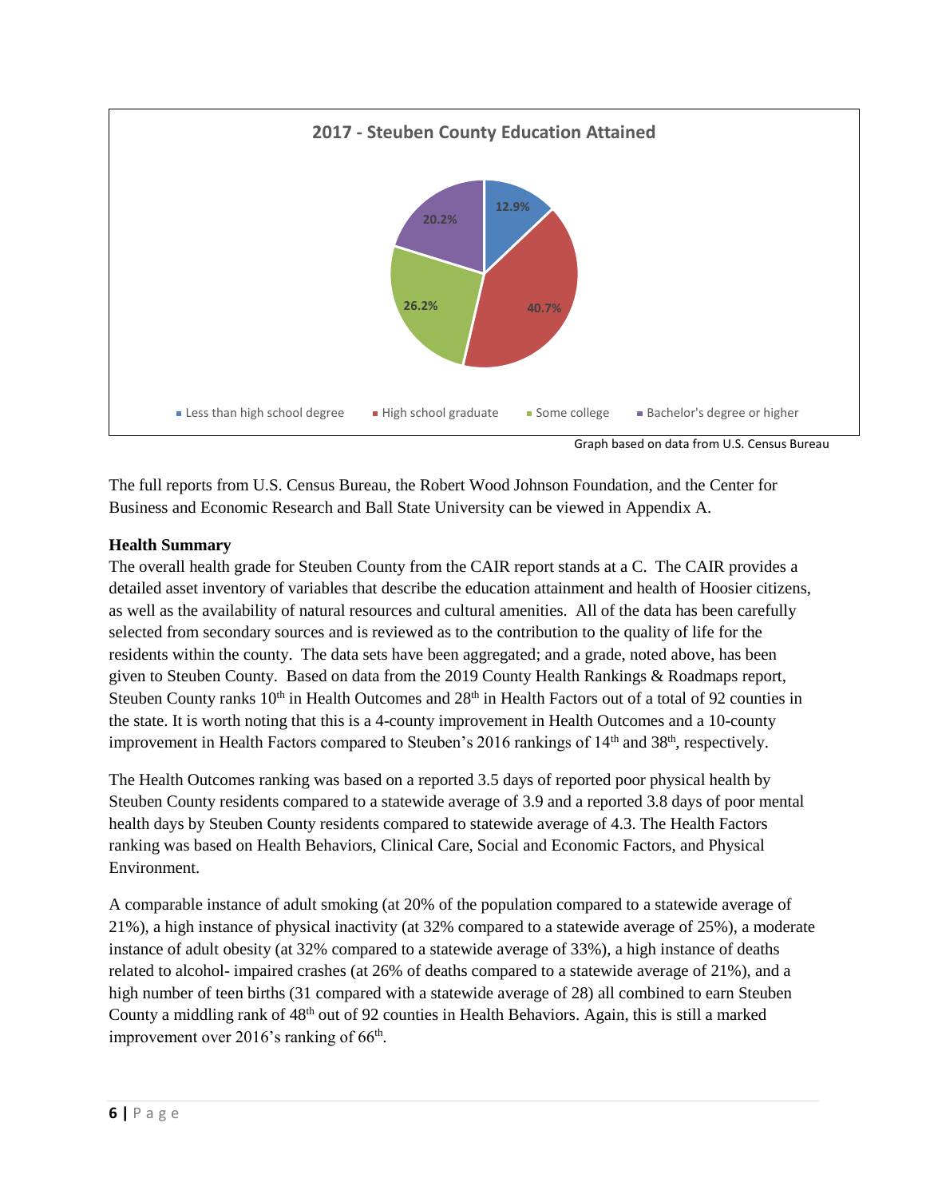**2017 - Steuben County Education Attained**

| Category | Percentage |
| --- | --- |
| Less than high school degree | 12.9% |
| High school graduate | 40.7% |
| Some college | 26.2% |
| Bachelor's degree or higher | 20.2% |

Graph based on data from U.S. Census Bureau

The full reports from U.S. Census Bureau, the Robert Wood Johnson Foundation, and the Center for Business and Economic Research and Ball State University can be viewed in Appendix A.

**Health Summary**

The overall health grade for Steuben County from the CAIR report stands at a C. The CAIR provides a detailed asset inventory of variables that describe the education attainment and health of Hoosier citizens, as well as the availability of natural resources and cultural amenities. All of the data has been carefully selected from secondary sources and is reviewed as to the contribution to the quality of life for the residents within the county. The data sets have been aggregated; and a grade, noted above, has been given to Steuben County. Based on data from the 2019 County Health Rankings & Roadmaps report, Steuben County ranks 10th in Health Outcomes and 28th in Health Factors out of a total of 92 counties in the state. It is worth noting that this is a 4-county improvement in Health Outcomes and a 10-county improvement in Health Factors compared to Steuben's 2016 rankings of 14th and 38th, respectively.

The Health Outcomes ranking was based on a reported 3.5 days of reported poor physical health by Steuben County residents compared to a statewide average of 3.9 and a reported 3.8 days of poor mental health days by Steuben County residents compared to statewide average of 4.3. The Health Factors ranking was based on Health Behaviors, Clinical Care, Social and Economic Factors, and Physical Environment.

A comparable instance of adult smoking (at 20% of the population compared to a statewide average of 21%), a high instance of physical inactivity (at 32% compared to a statewide average of 25%), a moderate instance of adult obesity (at 32% compared to a statewide average of 33%), a high instance of deaths related to alcohol- impaired crashes (at 26% of deaths compared to a statewide average of 21%), and a high number of teen births (31 compared with a statewide average of 28) all combined to earn Steuben County a middling rank of 48th out of 92 counties in Health Behaviors. Again, this is still a marked improvement over 2016's ranking of 66th.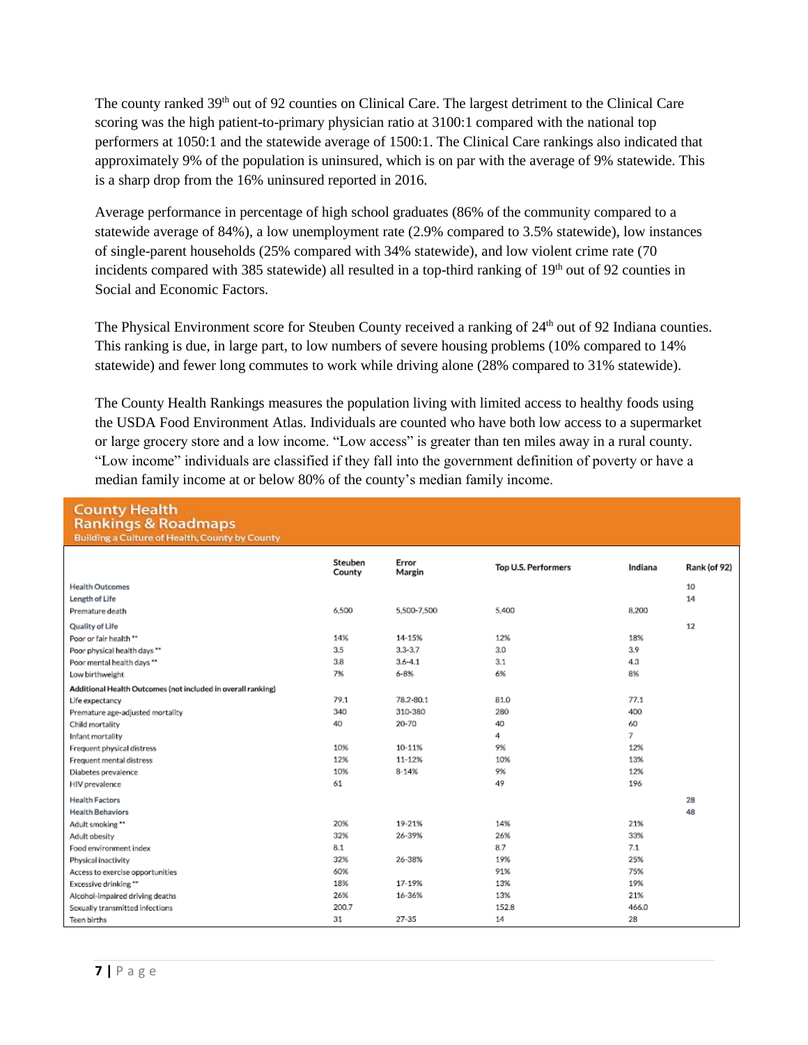The county ranked 39th out of 92 counties on Clinical Care. The largest detriment to the Clinical Care scoring was the high patient-to-primary physician ratio at 3100:1 compared with the national top performers at 1050:1 and the statewide average of 1500:1. The Clinical Care rankings also indicated that approximately 9% of the population is uninsured, which is on par with the average of 9% statewide. This is a sharp drop from the 16% uninsured reported in 2016.

Average performance in percentage of high school graduates (86% of the community compared to a statewide average of 84%), a low unemployment rate (2.9% compared to 3.5% statewide), low instances of single-parent households (25% compared with 34% statewide), and low violent crime rate (70 incidents compared with 385 statewide) all resulted in a top-third ranking of 19th out of 92 counties in Social and Economic Factors.

The Physical Environment score for Steuben County received a ranking of 24th out of 92 Indiana counties. This ranking is due, in large part, to low numbers of severe housing problems (10% compared to 14% statewide) and fewer long commutes to work while driving alone (28% compared to 31% statewide).

The County Health Rankings measures the population living with limited access to healthy foods using the USDA Food Environment Atlas. Individuals are counted who have both low access to a supermarket or large grocery store and a low income. "Low access" is greater than ten miles away in a rural county. "Low income" individuals are classified if they fall into the government definition of poverty or have a median family income at or below 80% of the county's median family income.

**County Health Rankings & Roadmaps**
Building a Culture of Health, County by County

| | Steuben County | Error Margin | Top U.S. Performers | Indiana | Rank (of 92) |
|---|---|---|---|---|---|
| Health Outcomes | | | | | 10 |
| Length of Life | | | | | 14 |
| Premature death | 6,500 | 5,500-7,500 | 5,400 | 8,200 | |
| Quality of Life | | | | | 12 |
| Poor or fair health ** | 14% | 14-15% | 12% | 18% | |
| Poor physical health days ** | 3.5 | 3.3-3.7 | 3.0 | 3.9 | |
| Poor mental health days ** | 3.8 | 3.6-4.1 | 3.1 | 4.3 | |
| Low birthweight | 7% | 6-8% | 6% | 8% | |
| **Additional Health Outcomes (not included in overall ranking)** | | | | | |
| Life expectancy | 79.1 | 78.2-80.1 | 81.0 | 77.1 | |
| Premature age-adjusted mortality | 340 | 310-380 | 280 | 400 | |
| Child mortality | 40 | 20-70 | 40 | 60 | |
| Infant mortality | | | 4 | 7 | |
| Frequent physical distress | 10% | 10-11% | 9% | 12% | |
| Frequent mental distress | 12% | 11-12% | 10% | 13% | |
| Diabetes prevalence | 10% | 8-14% | 9% | 12% | |
| HIV prevalence | 61 | | 49 | 196 | |
| Health Factors | | | | | 28 |
| Health Behaviors | | | | | 48 |
| Adult smoking ** | 20% | 19-21% | 14% | 21% | |
| Adult obesity | 32% | 26-39% | 26% | 33% | |
| Food environment index | 8.1 | | 8.7 | 7.1 | |
| Physical inactivity | 32% | 26-38% | 19% | 25% | |
| Access to exercise opportunities | 60% | | 91% | 75% | |
| Excessive drinking ** | 18% | 17-19% | 13% | 19% | |
| Alcohol-impaired driving deaths | 26% | 16-36% | 13% | 21% | |
| Sexually transmitted infections | 200.7 | | 152.8 | 466.0 | |
| Teen births | 31 | 27-35 | 14 | 28 | |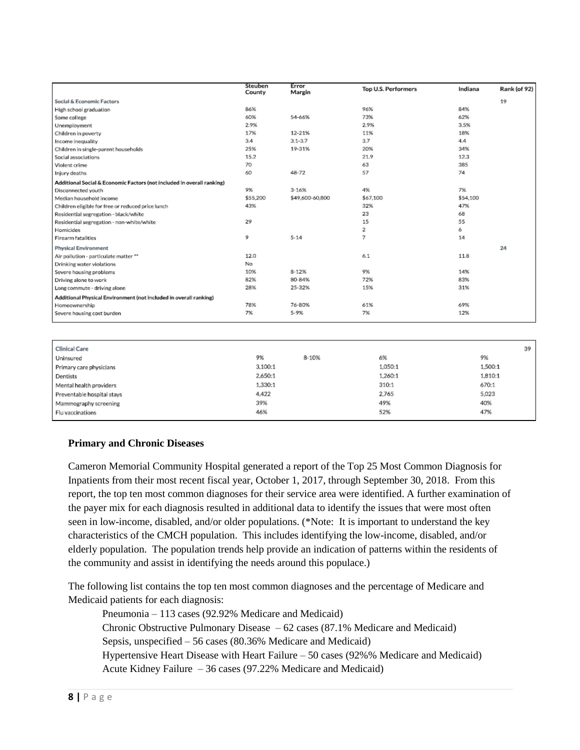| | Steuben County | Error Margin | Top U.S. Performers | Indiana | Rank (of 92) |
|---|---|---|---|---|---|
| Social & Economic Factors | | | | | 19 |
| High school graduation | 86% | | 96% | 84% | |
| Some college | 60% | 54-66% | 73% | 62% | |
| Unemployment | 2.9% | | 2.9% | 3.5% | |
| Children in poverty | 17% | 12-21% | 11% | 18% | |
| Income inequality | 3.4 | 3.1-3.7 | 3.7 | 4.4 | |
| Children in single-parent households | 25% | 19-31% | 20% | 34% | |
| Social associations | 15.2 | | 21.9 | 12.3 | |
| Violent crime | 70 | | 63 | 385 | |
| Injury deaths | 60 | 48-72 | 57 | 74 | |
| Additional Social & Economic Factors (not included in overall ranking) | | | | | |
| Disconnected youth | 9% | 3-16% | 4% | 7% | |
| Median household income | $55,200 | $49,600-60,800 | $67,100 | $54,100 | |
| Children eligible for free or reduced price lunch | 43% | | 32% | 47% | |
| Residential segregation - black/white | | | 23 | 68 | |
| Residential segregation - non-white/white | 29 | | 15 | 55 | |
| Homicides | | | 2 | 6 | |
| Firearm fatalities | 9 | 5-14 | 7 | 14 | |
| Physical Environment | | | | | 24 |
| Air pollution - particulate matter ** | 12.0 | | 6.1 | 11.8 | |
| Drinking water violations | No | | | | |
| Severe housing problems | 10% | 8-12% | 9% | 14% | |
| Driving alone to work | 82% | 80-84% | 72% | 83% | |
| Long commute - driving alone | 28% | 25-32% | 15% | 31% | |
| Additional Physical Environment (not included in overall ranking) | | | | | |
| Homeownership | 78% | 76-80% | 61% | 69% | |
| Severe housing cost burden | 7% | 5-9% | 7% | 12% | |
| Clinical Care | | | | | 39 |
| Uninsured | 9% | 8-10% | 6% | 9% | |
| Primary care physicians | 3,100:1 | | 1,050:1 | 1,500:1 | |
| Dentists | 2,650:1 | | 1,260:1 | 1,810:1 | |
| Mental health providers | 1,330:1 | | 310:1 | 670:1 | |
| Preventable hospital stays | 4,422 | | 2,765 | 5,023 | |
| Mammography screening | 39% | | 49% | 40% | |
| Flu vaccinations | 46% | | 52% | 47% | |

**Primary and Chronic Diseases**

Cameron Memorial Community Hospital generated a report of the Top 25 Most Common Diagnosis for Inpatients from their most recent fiscal year, October 1, 2017, through September 30, 2018. From this report, the top ten most common diagnoses for their service area were identified. A further examination of the payer mix for each diagnosis resulted in additional data to identify the issues that were most often seen in low-income, disabled, and/or older populations. (*Note: It is important to understand the key characteristics of the CMCH population. This includes identifying the low-income, disabled, and/or elderly population. The population trends help provide an indication of patterns within the residents of the community and assist in identifying the needs around this populace.)

The following list contains the top ten most common diagnoses and the percentage of Medicare and Medicaid patients for each diagnosis:

Pneumonia – 113 cases (92.92% Medicare and Medicaid)
Chronic Obstructive Pulmonary Disease – 62 cases (87.1% Medicare and Medicaid)
Sepsis, unspecified – 56 cases (80.36% Medicare and Medicaid)
Hypertensive Heart Disease with Heart Failure – 50 cases (92%% Medicare and Medicaid)
Acute Kidney Failure – 36 cases (97.22% Medicare and Medicaid)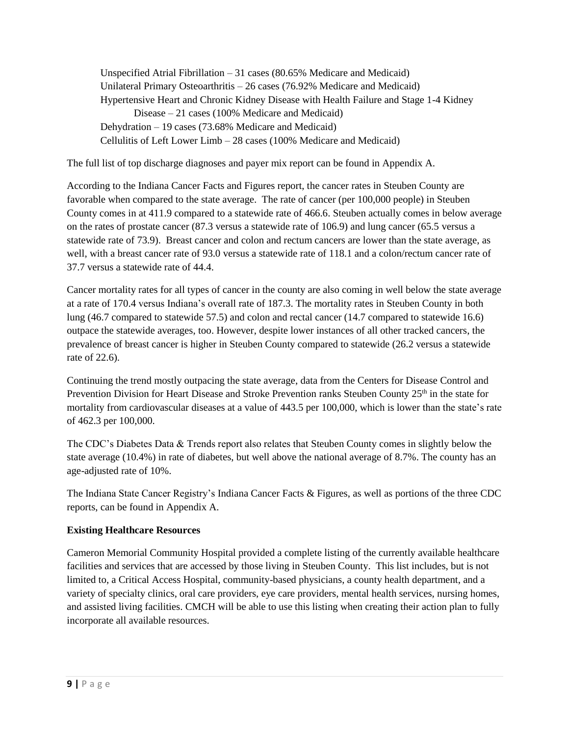Unspecified Atrial Fibrillation – 31 cases (80.65% Medicare and Medicaid)
Unilateral Primary Osteoarthritis – 26 cases (76.92% Medicare and Medicaid)
Hypertensive Heart and Chronic Kidney Disease with Health Failure and Stage 1-4 Kidney Disease – 21 cases (100% Medicare and Medicaid)
Dehydration – 19 cases (73.68% Medicare and Medicaid)
Cellulitis of Left Lower Limb – 28 cases (100% Medicare and Medicaid)

The full list of top discharge diagnoses and payer mix report can be found in Appendix A.

According to the Indiana Cancer Facts and Figures report, the cancer rates in Steuben County are favorable when compared to the state average. The rate of cancer (per 100,000 people) in Steuben County comes in at 411.9 compared to a statewide rate of 466.6. Steuben actually comes in below average on the rates of prostate cancer (87.3 versus a statewide rate of 106.9) and lung cancer (65.5 versus a statewide rate of 73.9). Breast cancer and colon and rectum cancers are lower than the state average, as well, with a breast cancer rate of 93.0 versus a statewide rate of 118.1 and a colon/rectum cancer rate of 37.7 versus a statewide rate of 44.4.

Cancer mortality rates for all types of cancer in the county are also coming in well below the state average at a rate of 170.4 versus Indiana's overall rate of 187.3. The mortality rates in Steuben County in both lung (46.7 compared to statewide 57.5) and colon and rectal cancer (14.7 compared to statewide 16.6) outpace the statewide averages, too. However, despite lower instances of all other tracked cancers, the prevalence of breast cancer is higher in Steuben County compared to statewide (26.2 versus a statewide rate of 22.6).

Continuing the trend mostly outpacing the state average, data from the Centers for Disease Control and Prevention Division for Heart Disease and Stroke Prevention ranks Steuben County 25th in the state for mortality from cardiovascular diseases at a value of 443.5 per 100,000, which is lower than the state's rate of 462.3 per 100,000.

The CDC's Diabetes Data & Trends report also relates that Steuben County comes in slightly below the state average (10.4%) in rate of diabetes, but well above the national average of 8.7%. The county has an age-adjusted rate of 10%.

The Indiana State Cancer Registry's Indiana Cancer Facts & Figures, as well as portions of the three CDC reports, can be found in Appendix A.

**Existing Healthcare Resources**

Cameron Memorial Community Hospital provided a complete listing of the currently available healthcare facilities and services that are accessed by those living in Steuben County. This list includes, but is not limited to, a Critical Access Hospital, community-based physicians, a county health department, and a variety of specialty clinics, oral care providers, eye care providers, mental health services, nursing homes, and assisted living facilities. CMCH will be able to use this listing when creating their action plan to fully incorporate all available resources.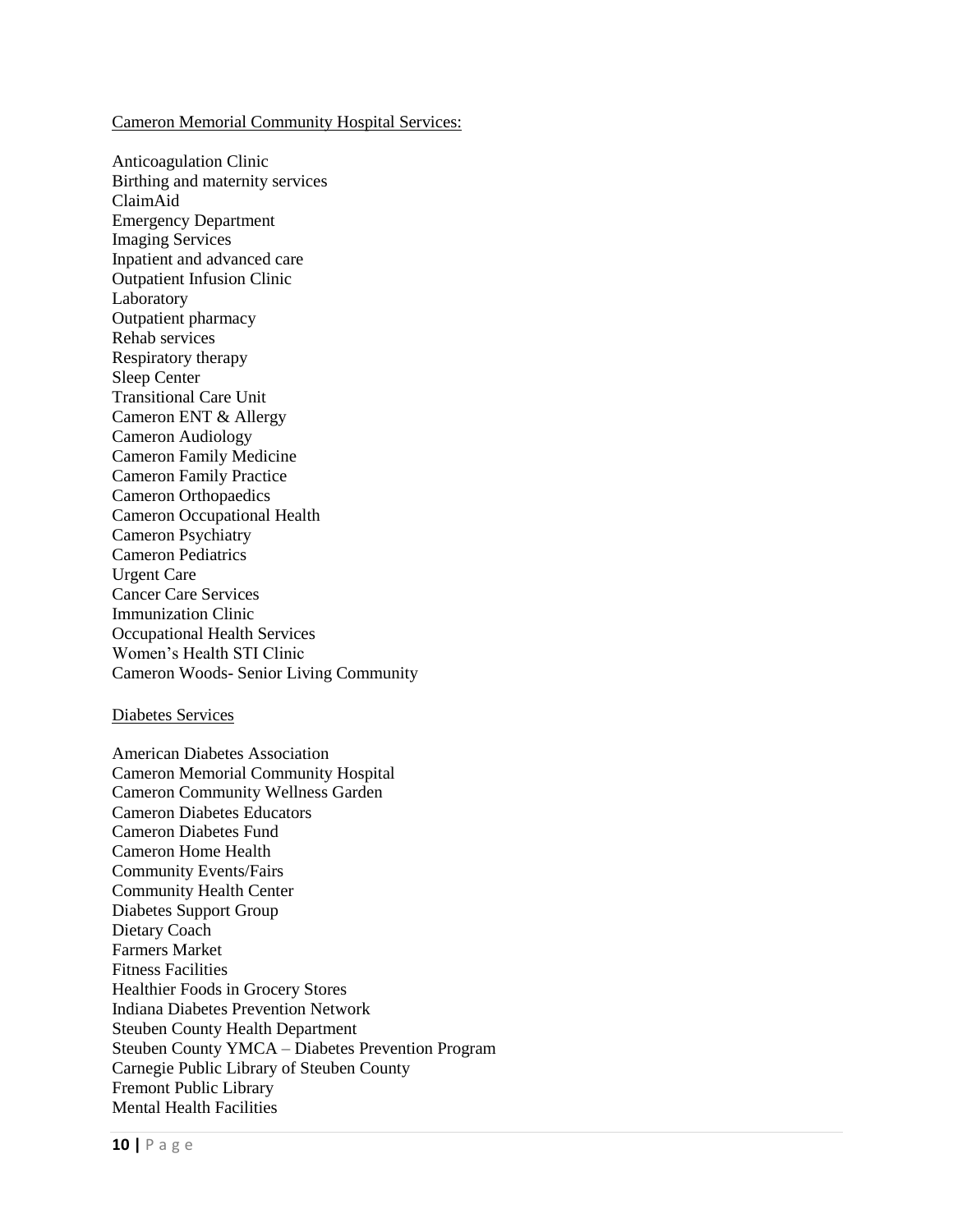Cameron Memorial Community Hospital Services:

Anticoagulation Clinic
Birthing and maternity services
ClaimAid
Emergency Department
Imaging Services
Inpatient and advanced care
Outpatient Infusion Clinic
Laboratory
Outpatient pharmacy
Rehab services
Respiratory therapy
Sleep Center
Transitional Care Unit
Cameron ENT & Allergy
Cameron Audiology
Cameron Family Medicine
Cameron Family Practice
Cameron Orthopaedics
Cameron Occupational Health
Cameron Psychiatry
Cameron Pediatrics
Urgent Care
Cancer Care Services
Immunization Clinic
Occupational Health Services
Women's Health STI Clinic
Cameron Woods- Senior Living Community

Diabetes Services

American Diabetes Association
Cameron Memorial Community Hospital
Cameron Community Wellness Garden
Cameron Diabetes Educators
Cameron Diabetes Fund
Cameron Home Health
Community Events/Fairs
Community Health Center
Diabetes Support Group
Dietary Coach
Farmers Market
Fitness Facilities
Healthier Foods in Grocery Stores
Indiana Diabetes Prevention Network
Steuben County Health Department
Steuben County YMCA – Diabetes Prevention Program
Carnegie Public Library of Steuben County
Fremont Public Library
Mental Health Facilities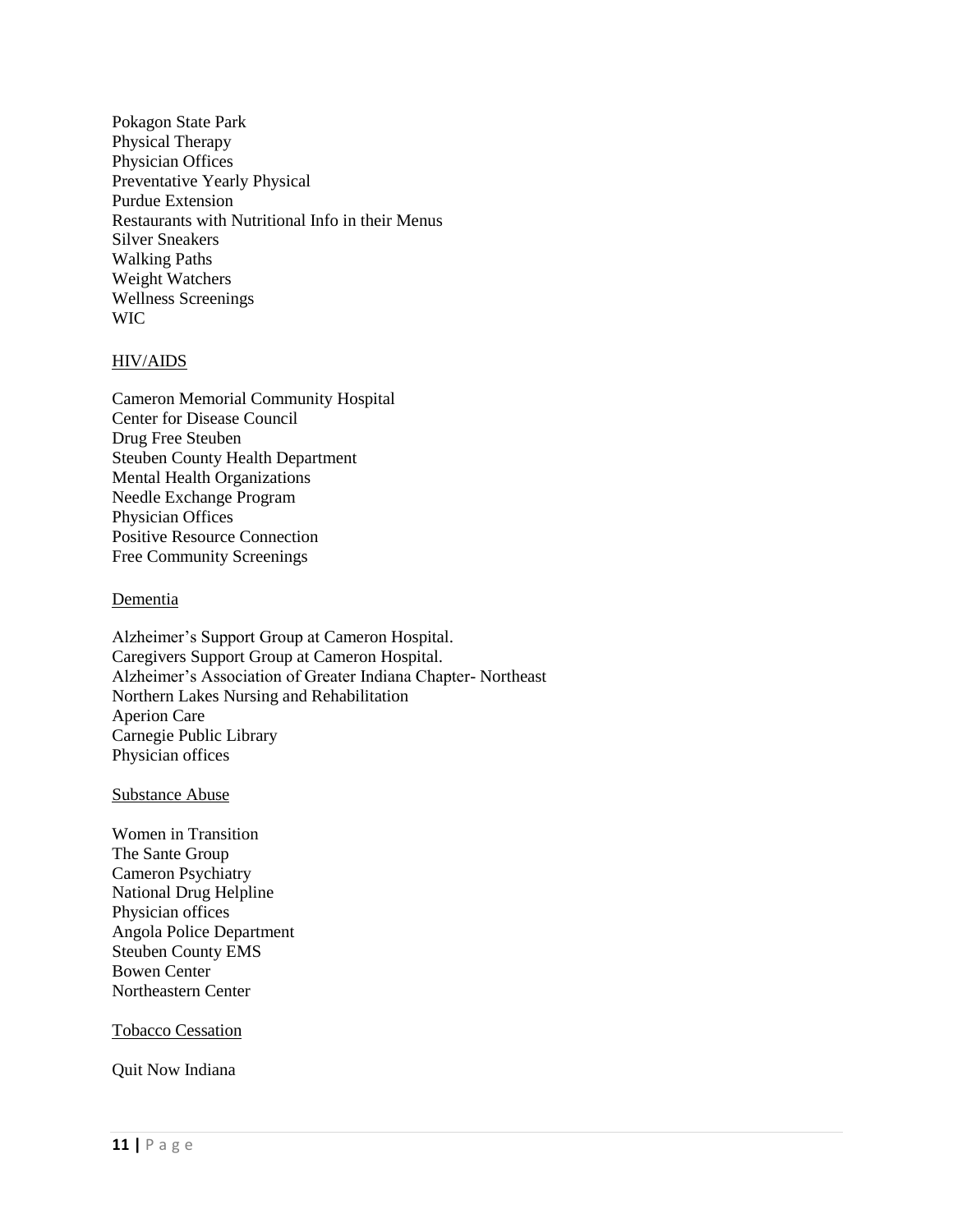Pokagon State Park
Physical Therapy
Physician Offices
Preventative Yearly Physical
Purdue Extension
Restaurants with Nutritional Info in their Menus
Silver Sneakers
Walking Paths
Weight Watchers
Wellness Screenings
WIC

<u>HIV/AIDS</u>

Cameron Memorial Community Hospital
Center for Disease Council
Drug Free Steuben
Steuben County Health Department
Mental Health Organizations
Needle Exchange Program
Physician Offices
Positive Resource Connection
Free Community Screenings

<u>Dementia</u>

Alzheimer's Support Group at Cameron Hospital.
Caregivers Support Group at Cameron Hospital.
Alzheimer's Association of Greater Indiana Chapter- Northeast
Northern Lakes Nursing and Rehabilitation
Aperion Care
Carnegie Public Library
Physician offices

<u>Substance Abuse</u>

Women in Transition
The Sante Group
Cameron Psychiatry
National Drug Helpline
Physician offices
Angola Police Department
Steuben County EMS
Bowen Center
Northeastern Center

<u>Tobacco Cessation</u>

Quit Now Indiana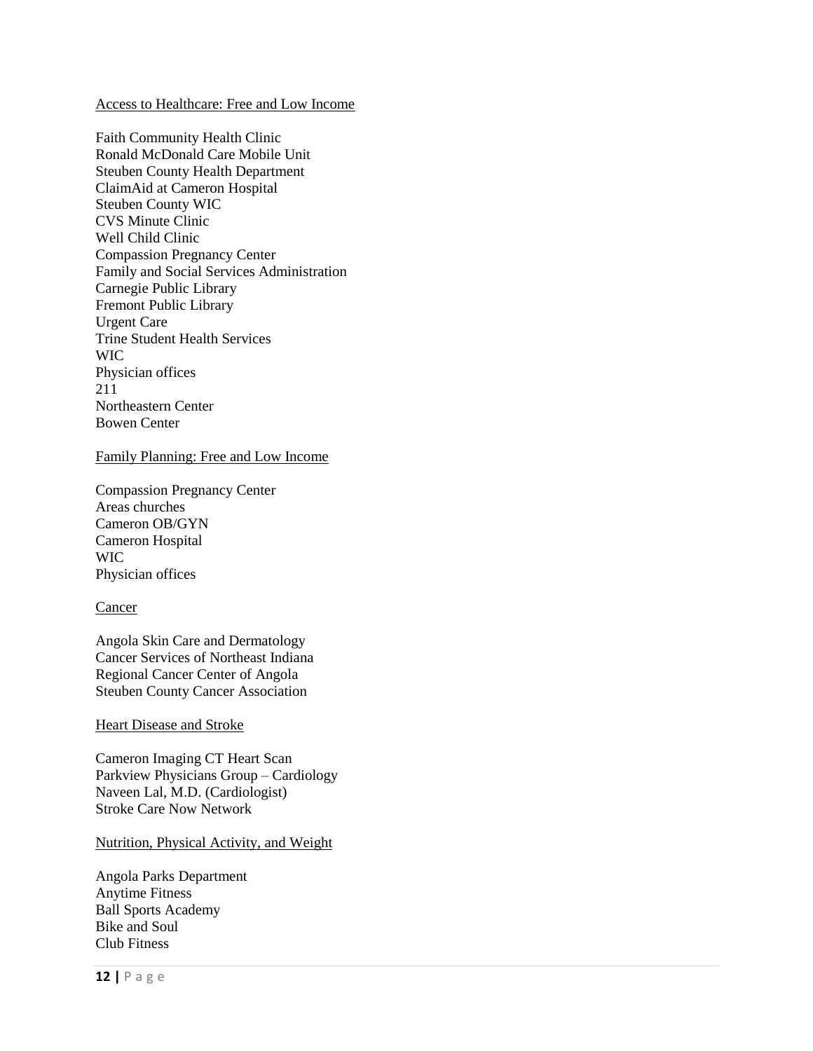Access to Healthcare: Free and Low Income

Faith Community Health Clinic
Ronald McDonald Care Mobile Unit
Steuben County Health Department
ClaimAid at Cameron Hospital
Steuben County WIC
CVS Minute Clinic
Well Child Clinic
Compassion Pregnancy Center
Family and Social Services Administration
Carnegie Public Library
Fremont Public Library
Urgent Care
Trine Student Health Services
WIC
Physician offices
211
Northeastern Center
Bowen Center

Family Planning: Free and Low Income

Compassion Pregnancy Center
Areas churches
Cameron OB/GYN
Cameron Hospital
WIC
Physician offices

Cancer

Angola Skin Care and Dermatology
Cancer Services of Northeast Indiana
Regional Cancer Center of Angola
Steuben County Cancer Association

Heart Disease and Stroke

Cameron Imaging CT Heart Scan
Parkview Physicians Group – Cardiology
Naveen Lal, M.D. (Cardiologist)
Stroke Care Now Network

Nutrition, Physical Activity, and Weight

Angola Parks Department
Anytime Fitness
Ball Sports Academy
Bike and Soul
Club Fitness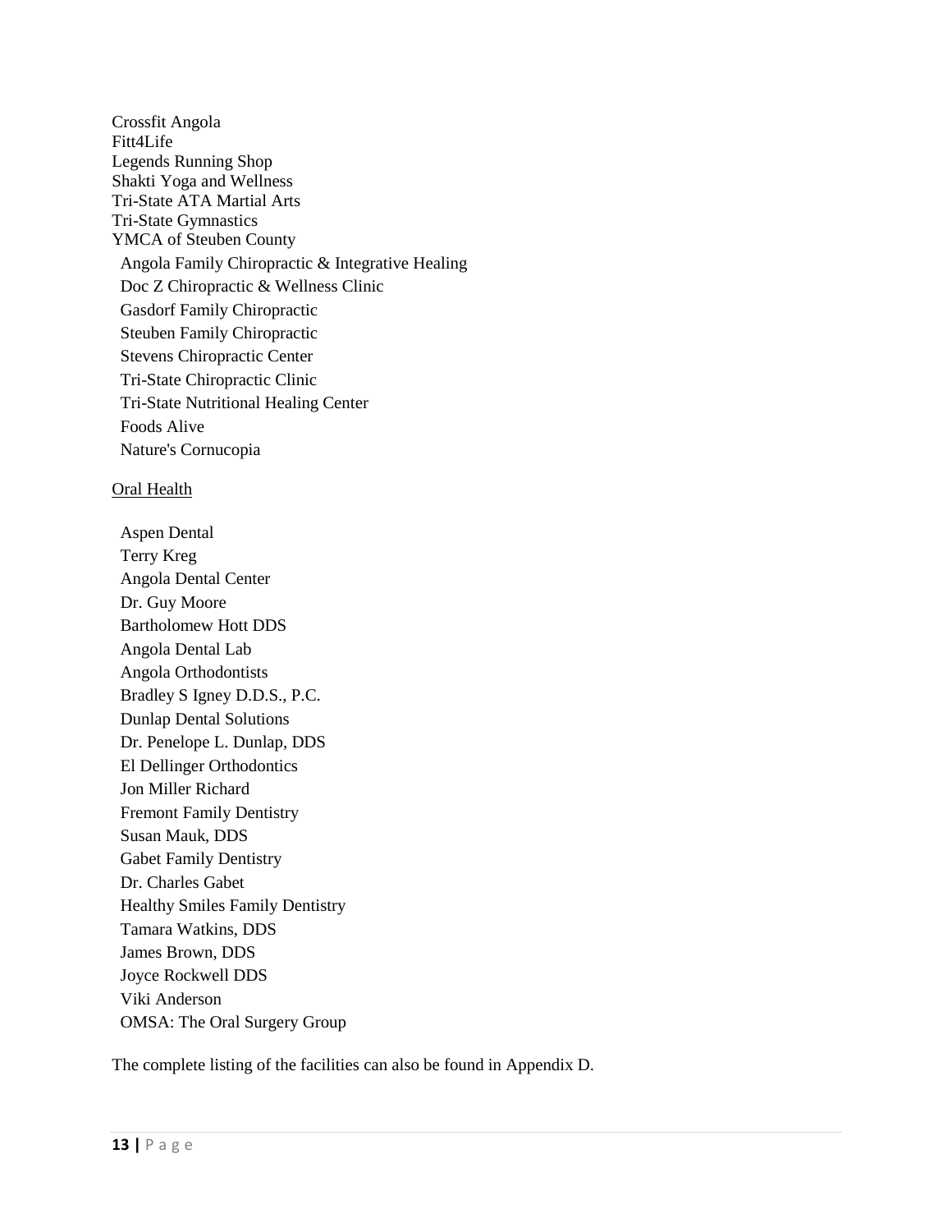Crossfit Angola
Fitt4Life
Legends Running Shop
Shakti Yoga and Wellness
Tri-State ATA Martial Arts
Tri-State Gymnastics
YMCA of Steuben County
Angola Family Chiropractic & Integrative Healing
Doc Z Chiropractic & Wellness Clinic
Gasdorf Family Chiropractic
Steuben Family Chiropractic
Stevens Chiropractic Center
Tri-State Chiropractic Clinic
Tri-State Nutritional Healing Center
Foods Alive
Nature's Cornucopia

Oral Health

Aspen Dental
Terry Kreg
Angola Dental Center
Dr. Guy Moore
Bartholomew Hott DDS
Angola Dental Lab
Angola Orthodontists
Bradley S Igney D.D.S., P.C.
Dunlap Dental Solutions
Dr. Penelope L. Dunlap, DDS
El Dellinger Orthodontics
Jon Miller Richard
Fremont Family Dentistry
Susan Mauk, DDS
Gabet Family Dentistry
Dr. Charles Gabet
Healthy Smiles Family Dentistry
Tamara Watkins, DDS
James Brown, DDS
Joyce Rockwell DDS
Viki Anderson
OMSA: The Oral Surgery Group

The complete listing of the facilities can also be found in Appendix D.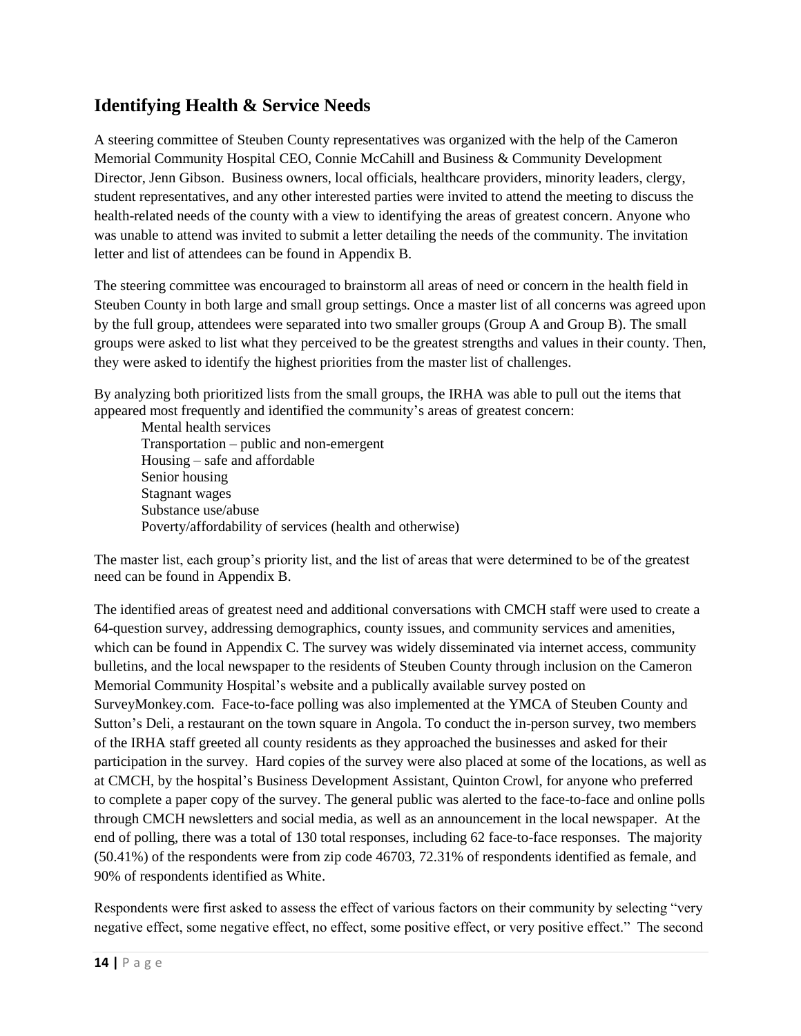## Identifying Health & Service Needs

A steering committee of Steuben County representatives was organized with the help of the Cameron Memorial Community Hospital CEO, Connie McCahill and Business & Community Development Director, Jenn Gibson. Business owners, local officials, healthcare providers, minority leaders, clergy, student representatives, and any other interested parties were invited to attend the meeting to discuss the health-related needs of the county with a view to identifying the areas of greatest concern. Anyone who was unable to attend was invited to submit a letter detailing the needs of the community. The invitation letter and list of attendees can be found in Appendix B.

The steering committee was encouraged to brainstorm all areas of need or concern in the health field in Steuben County in both large and small group settings. Once a master list of all concerns was agreed upon by the full group, attendees were separated into two smaller groups (Group A and Group B). The small groups were asked to list what they perceived to be the greatest strengths and values in their county. Then, they were asked to identify the highest priorities from the master list of challenges.

By analyzing both prioritized lists from the small groups, the IRHA was able to pull out the items that appeared most frequently and identified the community's areas of greatest concern:

- Mental health services
- Transportation – public and non-emergent
- Housing – safe and affordable
- Senior housing
- Stagnant wages
- Substance use/abuse
- Poverty/affordability of services (health and otherwise)

The master list, each group's priority list, and the list of areas that were determined to be of the greatest need can be found in Appendix B.

The identified areas of greatest need and additional conversations with CMCH staff were used to create a 64-question survey, addressing demographics, county issues, and community services and amenities, which can be found in Appendix C. The survey was widely disseminated via internet access, community bulletins, and the local newspaper to the residents of Steuben County through inclusion on the Cameron Memorial Community Hospital's website and a publically available survey posted on SurveyMonkey.com. Face-to-face polling was also implemented at the YMCA of Steuben County and Sutton's Deli, a restaurant on the town square in Angola. To conduct the in-person survey, two members of the IRHA staff greeted all county residents as they approached the businesses and asked for their participation in the survey. Hard copies of the survey were also placed at some of the locations, as well as at CMCH, by the hospital's Business Development Assistant, Quinton Crowl, for anyone who preferred to complete a paper copy of the survey. The general public was alerted to the face-to-face and online polls through CMCH newsletters and social media, as well as an announcement in the local newspaper. At the end of polling, there was a total of 130 total responses, including 62 face-to-face responses. The majority (50.41%) of the respondents were from zip code 46703, 72.31% of respondents identified as female, and 90% of respondents identified as White.

Respondents were first asked to assess the effect of various factors on their community by selecting "very negative effect, some negative effect, no effect, some positive effect, or very positive effect." The second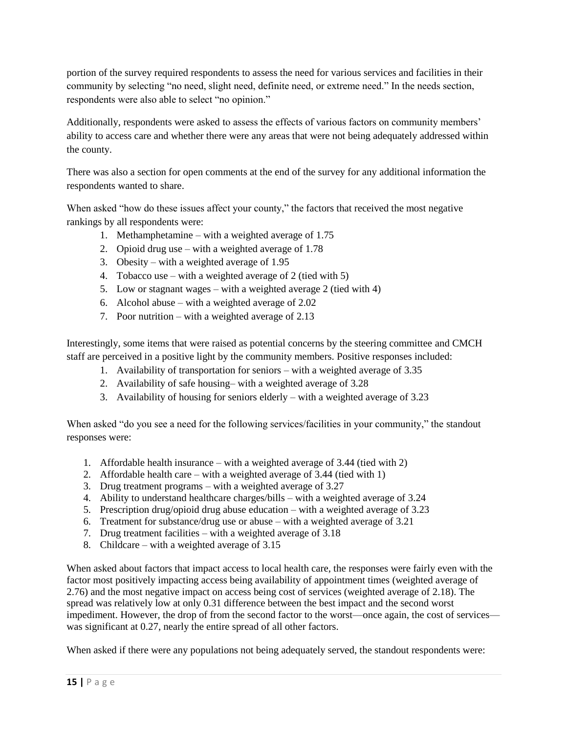portion of the survey required respondents to assess the need for various services and facilities in their community by selecting "no need, slight need, definite need, or extreme need." In the needs section, respondents were also able to select "no opinion."

Additionally, respondents were asked to assess the effects of various factors on community members' ability to access care and whether there were any areas that were not being adequately addressed within the county.

There was also a section for open comments at the end of the survey for any additional information the respondents wanted to share.

When asked "how do these issues affect your county," the factors that received the most negative rankings by all respondents were:

1. Methamphetamine – with a weighted average of 1.75
2. Opioid drug use – with a weighted average of 1.78
3. Obesity – with a weighted average of 1.95
4. Tobacco use – with a weighted average of 2 (tied with 5)
5. Low or stagnant wages – with a weighted average 2 (tied with 4)
6. Alcohol abuse – with a weighted average of 2.02
7. Poor nutrition – with a weighted average of 2.13

Interestingly, some items that were raised as potential concerns by the steering committee and CMCH staff are perceived in a positive light by the community members. Positive responses included:

1. Availability of transportation for seniors – with a weighted average of 3.35
2. Availability of safe housing– with a weighted average of 3.28
3. Availability of housing for seniors elderly – with a weighted average of 3.23

When asked "do you see a need for the following services/facilities in your community," the standout responses were:

1. Affordable health insurance – with a weighted average of 3.44 (tied with 2)
2. Affordable health care – with a weighted average of 3.44 (tied with 1)
3. Drug treatment programs – with a weighted average of 3.27
4. Ability to understand healthcare charges/bills – with a weighted average of 3.24
5. Prescription drug/opioid drug abuse education – with a weighted average of 3.23
6. Treatment for substance/drug use or abuse – with a weighted average of 3.21
7. Drug treatment facilities – with a weighted average of 3.18
8. Childcare – with a weighted average of 3.15

When asked about factors that impact access to local health care, the responses were fairly even with the factor most positively impacting access being availability of appointment times (weighted average of 2.76) and the most negative impact on access being cost of services (weighted average of 2.18). The spread was relatively low at only 0.31 difference between the best impact and the second worst impediment. However, the drop of from the second factor to the worst—once again, the cost of services—was significant at 0.27, nearly the entire spread of all other factors.

When asked if there were any populations not being adequately served, the standout respondents were: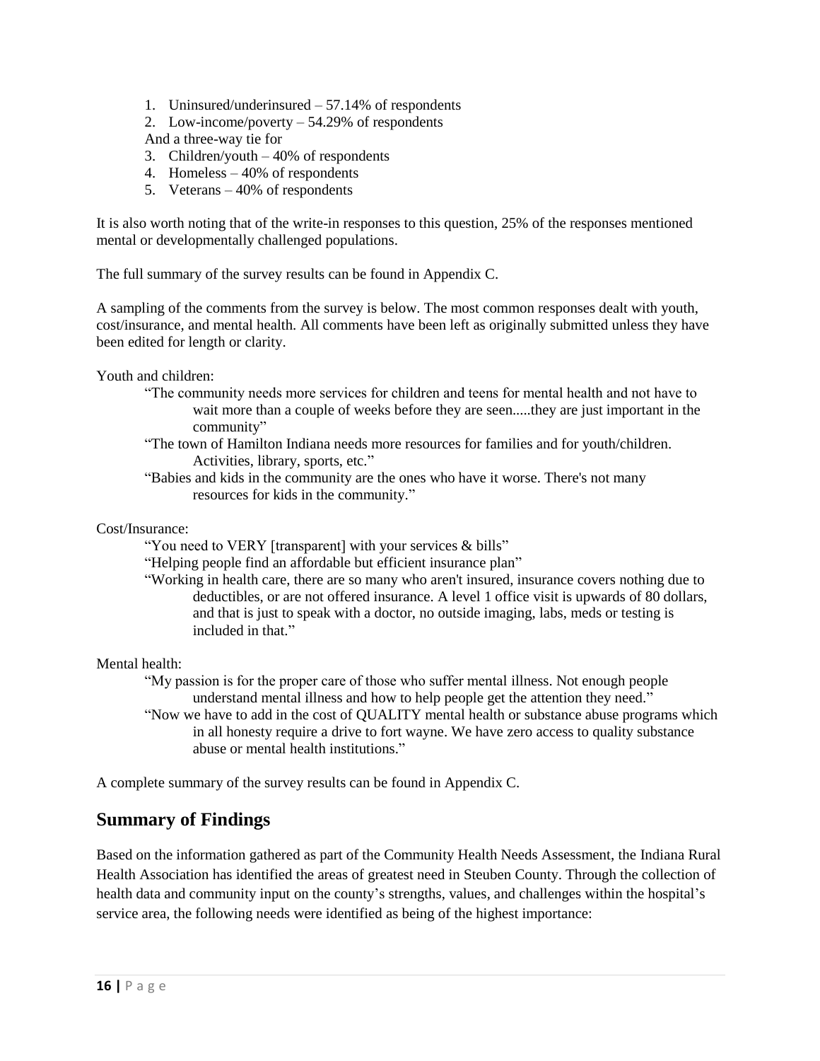1. Uninsured/underinsured – 57.14% of respondents
2. Low-income/poverty – 54.29% of respondents

And a three-way tie for

3. Children/youth – 40% of respondents
4. Homeless – 40% of respondents
5. Veterans – 40% of respondents

It is also worth noting that of the write-in responses to this question, 25% of the responses mentioned mental or developmentally challenged populations.

The full summary of the survey results can be found in Appendix C.

A sampling of the comments from the survey is below. The most common responses dealt with youth, cost/insurance, and mental health. All comments have been left as originally submitted unless they have been edited for length or clarity.

Youth and children:

> "The community needs more services for children and teens for mental health and not have to wait more than a couple of weeks before they are seen.....they are just important in the community"
>
> "The town of Hamilton Indiana needs more resources for families and for youth/children. Activities, library, sports, etc."
>
> "Babies and kids in the community are the ones who have it worse. There's not many resources for kids in the community."

Cost/Insurance:

> "You need to VERY [transparent] with your services & bills"
>
> "Helping people find an affordable but efficient insurance plan"
>
> "Working in health care, there are so many who aren't insured, insurance covers nothing due to deductibles, or are not offered insurance. A level 1 office visit is upwards of 80 dollars, and that is just to speak with a doctor, no outside imaging, labs, meds or testing is included in that."

Mental health:

> "My passion is for the proper care of those who suffer mental illness. Not enough people understand mental illness and how to help people get the attention they need."
>
> "Now we have to add in the cost of QUALITY mental health or substance abuse programs which in all honesty require a drive to fort wayne. We have zero access to quality substance abuse or mental health institutions."

A complete summary of the survey results can be found in Appendix C.

## Summary of Findings

Based on the information gathered as part of the Community Health Needs Assessment, the Indiana Rural Health Association has identified the areas of greatest need in Steuben County. Through the collection of health data and community input on the county's strengths, values, and challenges within the hospital's service area, the following needs were identified as being of the highest importance: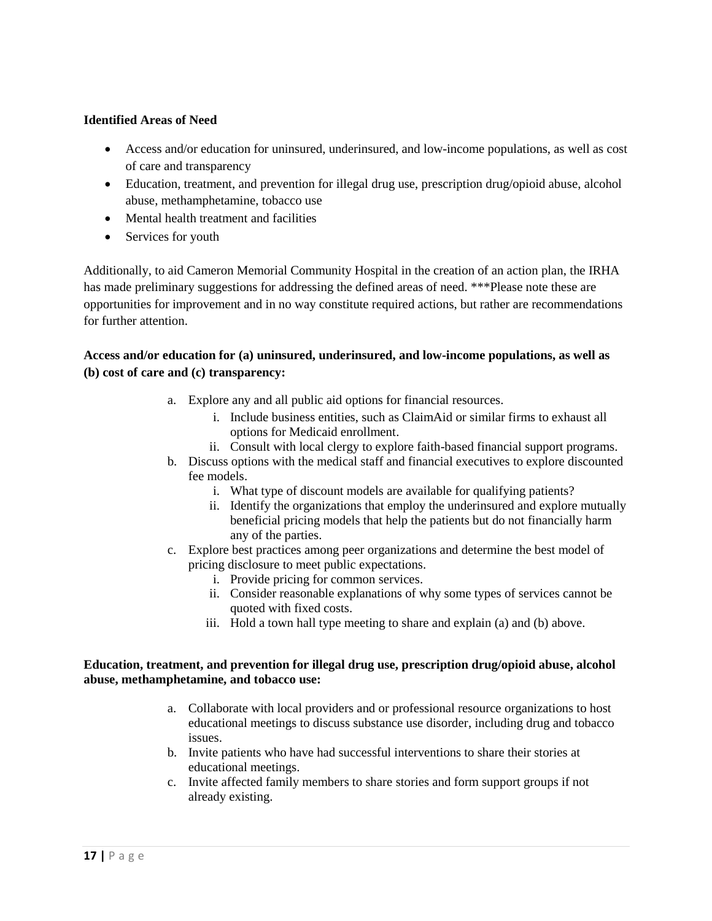**Identified Areas of Need**

- Access and/or education for uninsured, underinsured, and low-income populations, as well as cost of care and transparency
- Education, treatment, and prevention for illegal drug use, prescription drug/opioid abuse, alcohol abuse, methamphetamine, tobacco use
- Mental health treatment and facilities
- Services for youth

Additionally, to aid Cameron Memorial Community Hospital in the creation of an action plan, the IRHA has made preliminary suggestions for addressing the defined areas of need. ***Please note these are opportunities for improvement and in no way constitute required actions, but rather are recommendations for further attention.

**Access and/or education for (a) uninsured, underinsured, and low-income populations, as well as (b) cost of care and (c) transparency:**

a. Explore any and all public aid options for financial resources.
    i. Include business entities, such as ClaimAid or similar firms to exhaust all options for Medicaid enrollment.
    ii. Consult with local clergy to explore faith-based financial support programs.
b. Discuss options with the medical staff and financial executives to explore discounted fee models.
    i. What type of discount models are available for qualifying patients?
    ii. Identify the organizations that employ the underinsured and explore mutually beneficial pricing models that help the patients but do not financially harm any of the parties.
c. Explore best practices among peer organizations and determine the best model of pricing disclosure to meet public expectations.
    i. Provide pricing for common services.
    ii. Consider reasonable explanations of why some types of services cannot be quoted with fixed costs.
    iii. Hold a town hall type meeting to share and explain (a) and (b) above.

**Education, treatment, and prevention for illegal drug use, prescription drug/opioid abuse, alcohol abuse, methamphetamine, and tobacco use:**

a. Collaborate with local providers and or professional resource organizations to host educational meetings to discuss substance use disorder, including drug and tobacco issues.
b. Invite patients who have had successful interventions to share their stories at educational meetings.
c. Invite affected family members to share stories and form support groups if not already existing.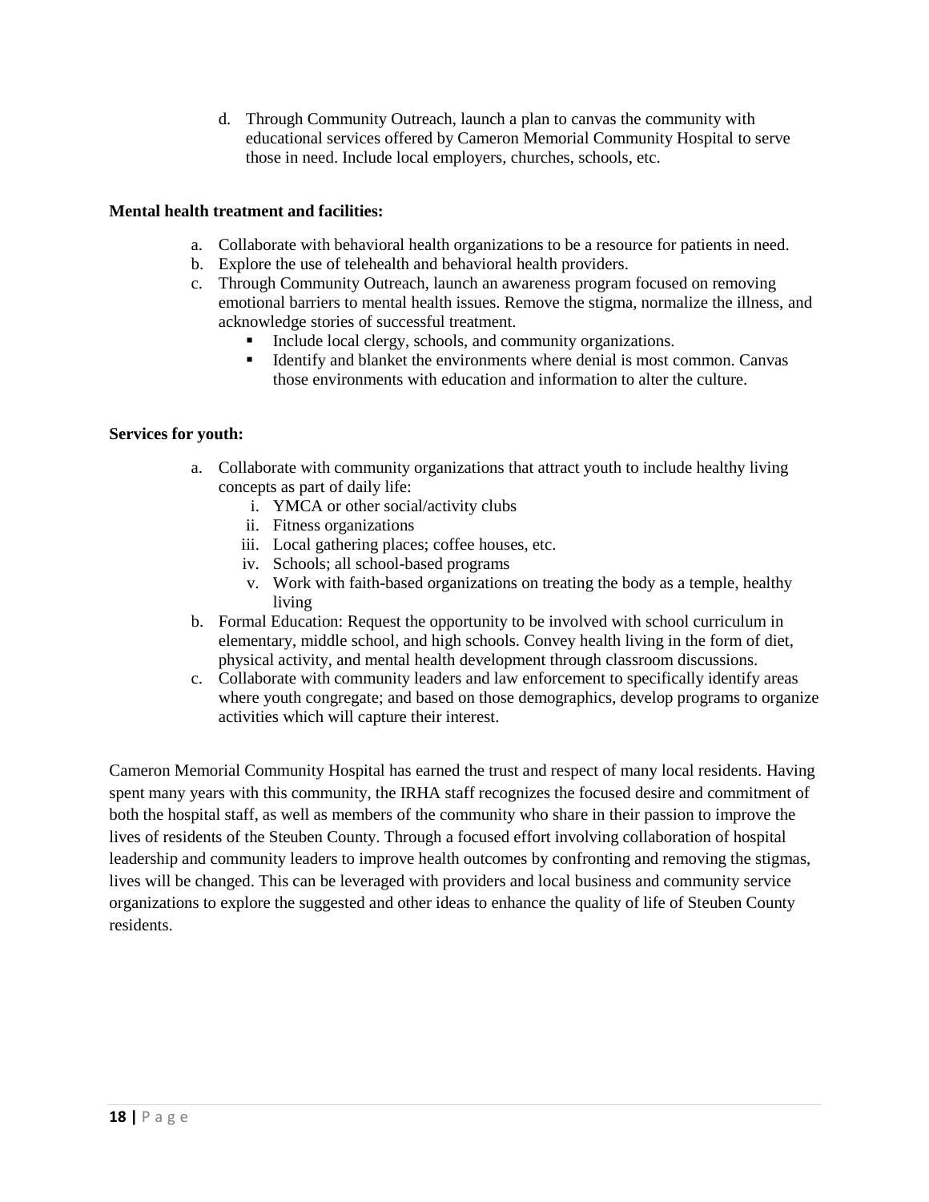d. Through Community Outreach, launch a plan to canvas the community with educational services offered by Cameron Memorial Community Hospital to serve those in need. Include local employers, churches, schools, etc.

**Mental health treatment and facilities:**

a. Collaborate with behavioral health organizations to be a resource for patients in need.
b. Explore the use of telehealth and behavioral health providers.
c. Through Community Outreach, launch an awareness program focused on removing emotional barriers to mental health issues. Remove the stigma, normalize the illness, and acknowledge stories of successful treatment.
    - Include local clergy, schools, and community organizations.
    - Identify and blanket the environments where denial is most common. Canvas those environments with education and information to alter the culture.

**Services for youth:**

a. Collaborate with community organizations that attract youth to include healthy living concepts as part of daily life:
    i. YMCA or other social/activity clubs
    ii. Fitness organizations
    iii. Local gathering places; coffee houses, etc.
    iv. Schools; all school-based programs
    v. Work with faith-based organizations on treating the body as a temple, healthy living
b. Formal Education: Request the opportunity to be involved with school curriculum in elementary, middle school, and high schools. Convey health living in the form of diet, physical activity, and mental health development through classroom discussions.
c. Collaborate with community leaders and law enforcement to specifically identify areas where youth congregate; and based on those demographics, develop programs to organize activities which will capture their interest.

Cameron Memorial Community Hospital has earned the trust and respect of many local residents. Having spent many years with this community, the IRHA staff recognizes the focused desire and commitment of both the hospital staff, as well as members of the community who share in their passion to improve the lives of residents of the Steuben County. Through a focused effort involving collaboration of hospital leadership and community leaders to improve health outcomes by confronting and removing the stigmas, lives will be changed. This can be leveraged with providers and local business and community service organizations to explore the suggested and other ideas to enhance the quality of life of Steuben County residents.